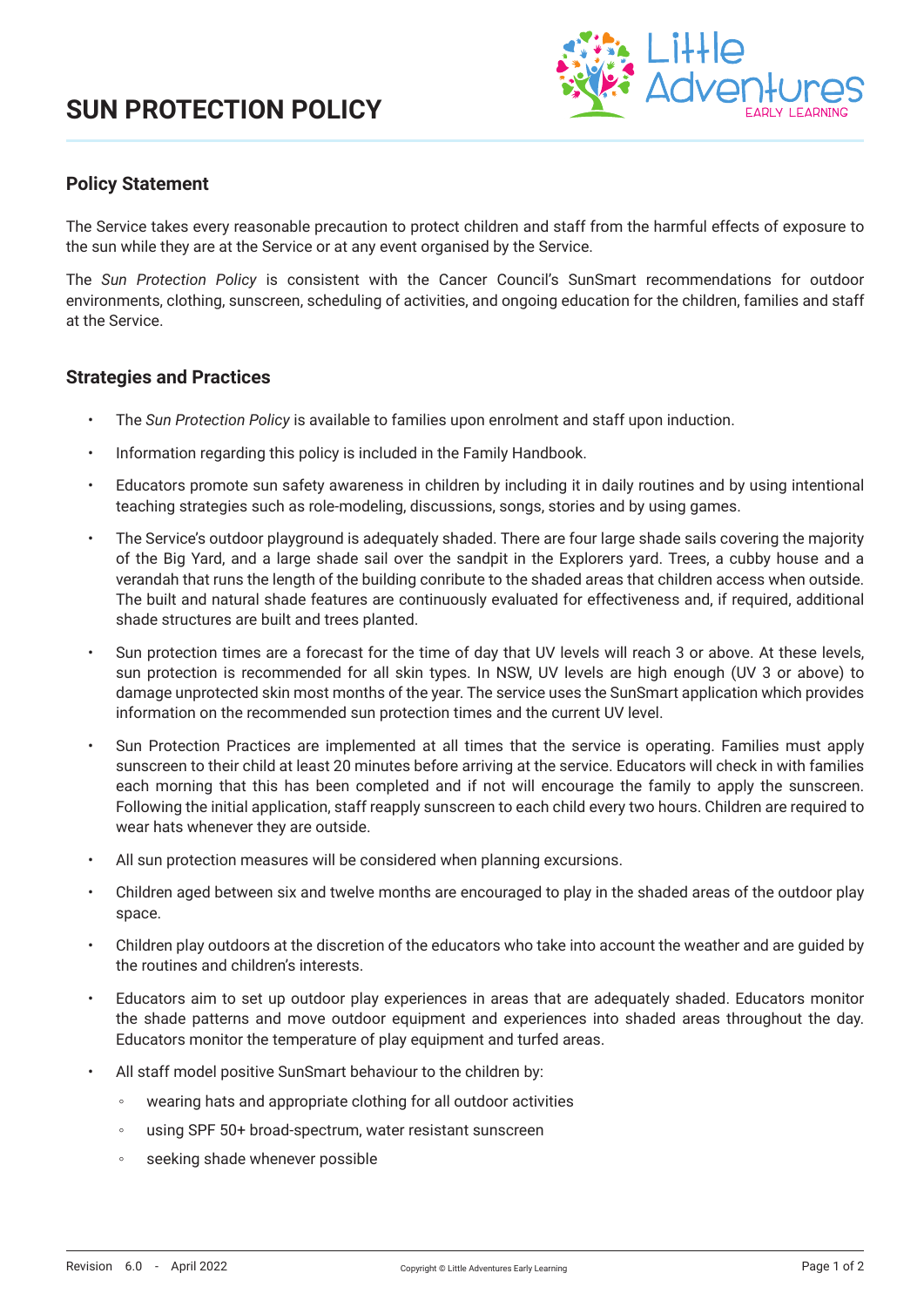# SUN PROTECTION POLICY

## Policy Statement

The Service takes every reasonable precaution to protect children and staff from the harmful effects of exposure to the sun while they are at the Service or at any event organised by the Service.

The *Sun Protection Policy* is consistent with the Cancer Council's SunSmart recommendations for outdoor environments, clothing, sunscreen, scheduling of activities, and ongoing education for the children, families and staff at the Service.

## Strategies and Practices

- The *Sun Protection Policy* is available to families upon enrolment and staff upon induction.
- Information regarding this policy is included in the Family Handbook.
- Educators promote sun safety awareness in children by including it in daily routines and by using intentional teaching strategies such as role-modeling, discussions, songs, stories and by using games.
- The Service's outdoor playground is adequately shaded. There are four large shade sails covering the majority of the Big Yard, and a large shade sail over the sandpit in the Explorers yard. Trees, a cubby house and a verandah that runs the length of the building conribute to the shaded areas that children access when outside. The built and natural shade features are continuously evaluated for effectiveness and, if required, additional shade structures are built and trees planted.
- Sun protection times are a forecast for the time of day that UV levels will reach 3 or above. At these levels, sun protection is recommended for all skin types. In NSW, UV levels are high enough (UV 3 or above) to damage unprotected skin most months of the year. The service uses the SunSmart application which provides information on the recommended sun protection times and the current UV level.
- Sun Protection Practices are implemented at all times that the service is operating. Families must apply sunscreen to their child at least 20 minutes before arriving at the service. Educators will check in with families each morning that this has been completed and if not will encourage the family to apply the sunscreen. Following the initial application, staff reapply sunscreen to each child every two hours. Children are required to wear hats whenever they are outside.
- All sun protection measures will be considered when planning excursions.
- Children aged between six and twelve months are encouraged to play in the shaded areas of the outdoor play space.
- Children play outdoors at the discretion of the educators who take into account the weather and are guided by the routines and children's interests.
- Educators aim to set up outdoor play experiences in areas that are adequately shaded. Educators monitor the shade patterns and move outdoor equipment and experiences into shaded areas throughout the day. Educators monitor the temperature of play equipment and turfed areas.
- All staff model positive SunSmart behaviour to the children by:
  - wearing hats and appropriate clothing for all outdoor activities
  - using SPF 50+ broad-spectrum, water resistant sunscreen
  - seeking shade whenever possible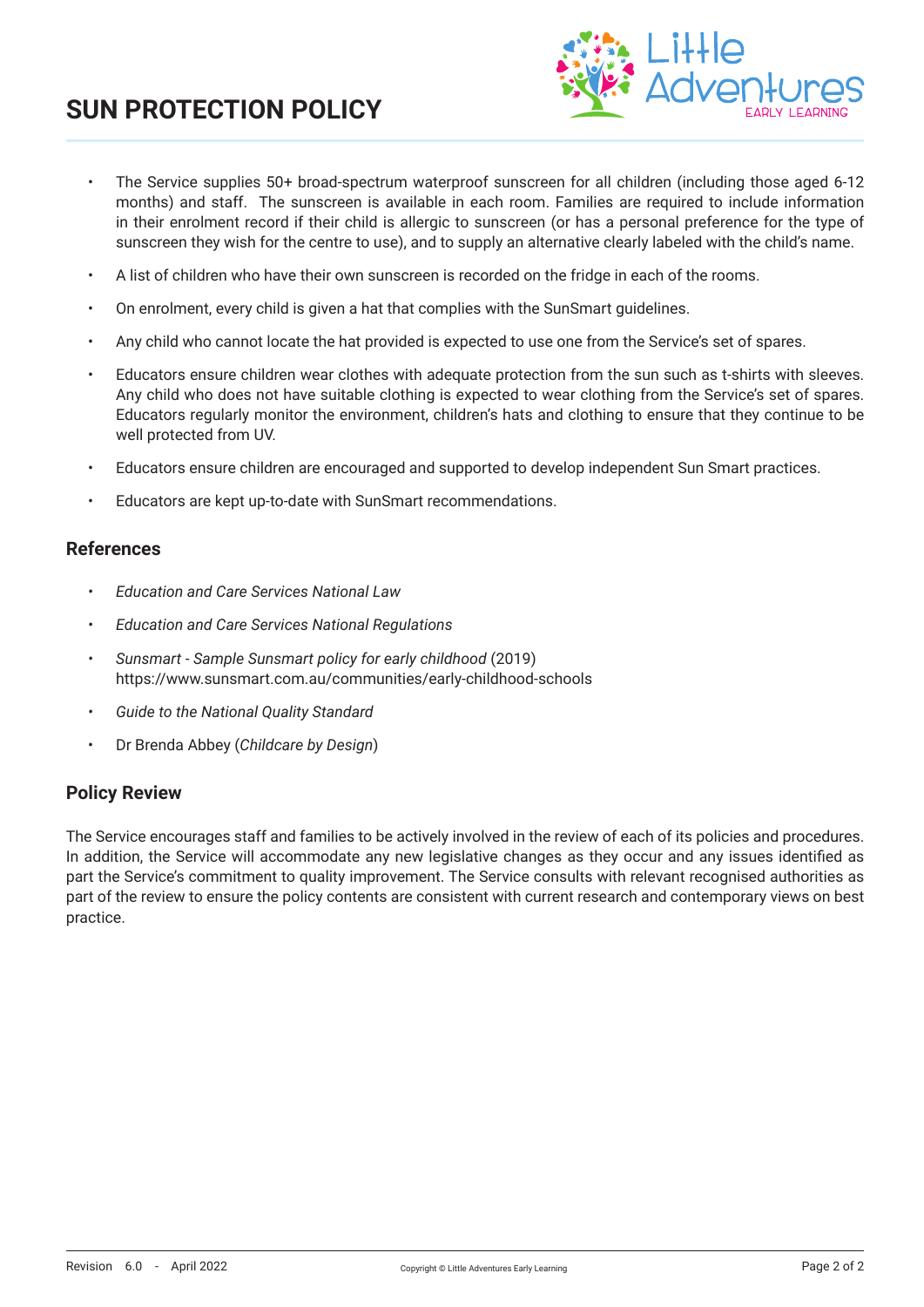# SUN PROTECTION POLICY

- The Service supplies 50+ broad-spectrum waterproof sunscreen for all children (including those aged 6-12 months) and staff. The sunscreen is available in each room. Families are required to include information in their enrolment record if their child is allergic to sunscreen (or has a personal preference for the type of sunscreen they wish for the centre to use), and to supply an alternative clearly labeled with the child's name.
- A list of children who have their own sunscreen is recorded on the fridge in each of the rooms.
- On enrolment, every child is given a hat that complies with the SunSmart guidelines.
- Any child who cannot locate the hat provided is expected to use one from the Service's set of spares.
- Educators ensure children wear clothes with adequate protection from the sun such as t-shirts with sleeves. Any child who does not have suitable clothing is expected to wear clothing from the Service's set of spares. Educators regularly monitor the environment, children's hats and clothing to ensure that they continue to be well protected from UV.
- Educators ensure children are encouraged and supported to develop independent Sun Smart practices.
- Educators are kept up-to-date with SunSmart recommendations.

## References

- *Education and Care Services National Law*
- *Education and Care Services National Regulations*
- *Sunsmart - Sample Sunsmart policy for early childhood* (2019) https://www.sunsmart.com.au/communities/early-childhood-schools
- *Guide to the National Quality Standard*
- Dr Brenda Abbey (*Childcare by Design*)

## Policy Review

The Service encourages staff and families to be actively involved in the review of each of its policies and procedures. In addition, the Service will accommodate any new legislative changes as they occur and any issues identified as part the Service's commitment to quality improvement. The Service consults with relevant recognised authorities as part of the review to ensure the policy contents are consistent with current research and contemporary views on best practice.